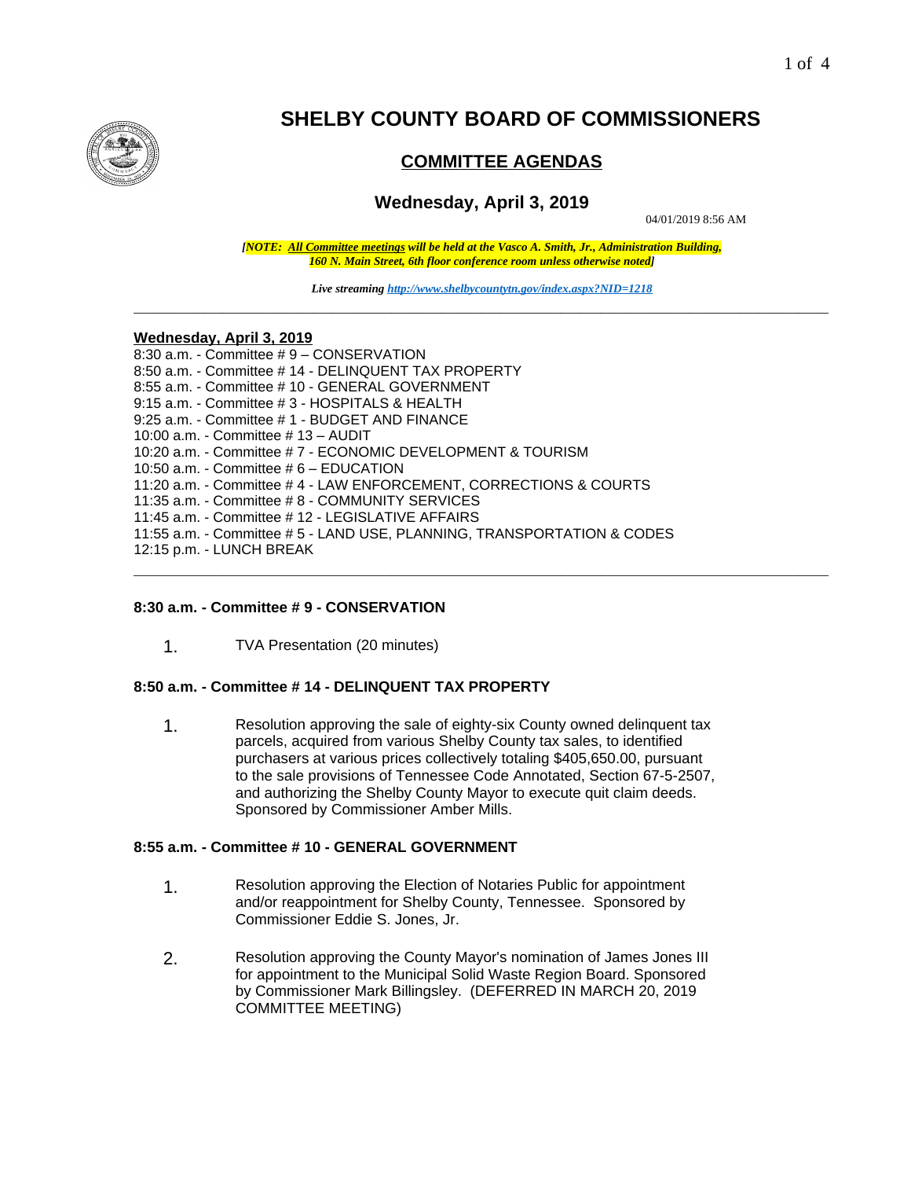# SHELBY COUNTY BOARD OF COMMISSIONERS

## COMMITTEE AGENDAS

### Wednesday, April 3, 2019

04/01/2019 8:56 AM

***[NOTE: All Committee meetings will be held at the Vasco A. Smith, Jr., Administration Building, 160 N. Main Street, 6th floor conference room unless noted otherwise noted]***

*Live streaming http://www.shelbycountytn.gov/index.aspx?NID=1218*

---

**Wednesday, April 3, 2019**

8:30 a.m. - Committee # 9 – CONSERVATION
8:50 a.m. - Committee # 14 - DELINQUENT TAX PROPERTY
8:55 a.m. - Committee # 10 - GENERAL GOVERNMENT
9:15 a.m. - Committee # 3 - HOSPITALS & HEALTH
9:25 a.m. - Committee # 1 - BUDGET AND FINANCE
10:00 a.m. - Committee # 13 – AUDIT
10:20 a.m. - Committee # 7 - ECONOMIC DEVELOPMENT & TOURISM
10:50 a.m. - Committee # 6 – EDUCATION
11:20 a.m. - Committee # 4 - LAW ENFORCEMENT, CORRECTIONS & COURTS
11:35 a.m. - Committee # 8 - COMMUNITY SERVICES
11:45 a.m. - Committee # 12 - LEGISLATIVE AFFAIRS
11:55 a.m. - Committee # 5 - LAND USE, PLANNING, TRANSPORTATION & CODES
12:15 p.m. - LUNCH BREAK

---

**8:30 a.m. - Committee # 9 - CONSERVATION**

1. TVA Presentation (20 minutes)

**8:50 a.m. - Committee # 14 - DELINQUENT TAX PROPERTY**

1. Resolution approving the sale of eighty-six County owned delinquent tax parcels, acquired from various Shelby County tax sales, to identified purchasers at various prices collectively totaling $405,650.00, pursuant to the sale provisions of Tennessee Code Annotated, Section 67-5-2507, and authorizing the Shelby County Mayor to execute quit claim deeds. Sponsored by Commissioner Amber Mills.

**8:55 a.m. - Committee # 10 - GENERAL GOVERNMENT**

1. Resolution approving the Election of Notaries Public for appointment and/or reappointment for Shelby County, Tennessee. Sponsored by Commissioner Eddie S. Jones, Jr.

2. Resolution approving the County Mayor's nomination of James Jones III for appointment to the Municipal Solid Waste Region Board. Sponsored by Commissioner Mark Billingsley. (DEFERRED IN MARCH 20, 2019 COMMITTEE MEETING)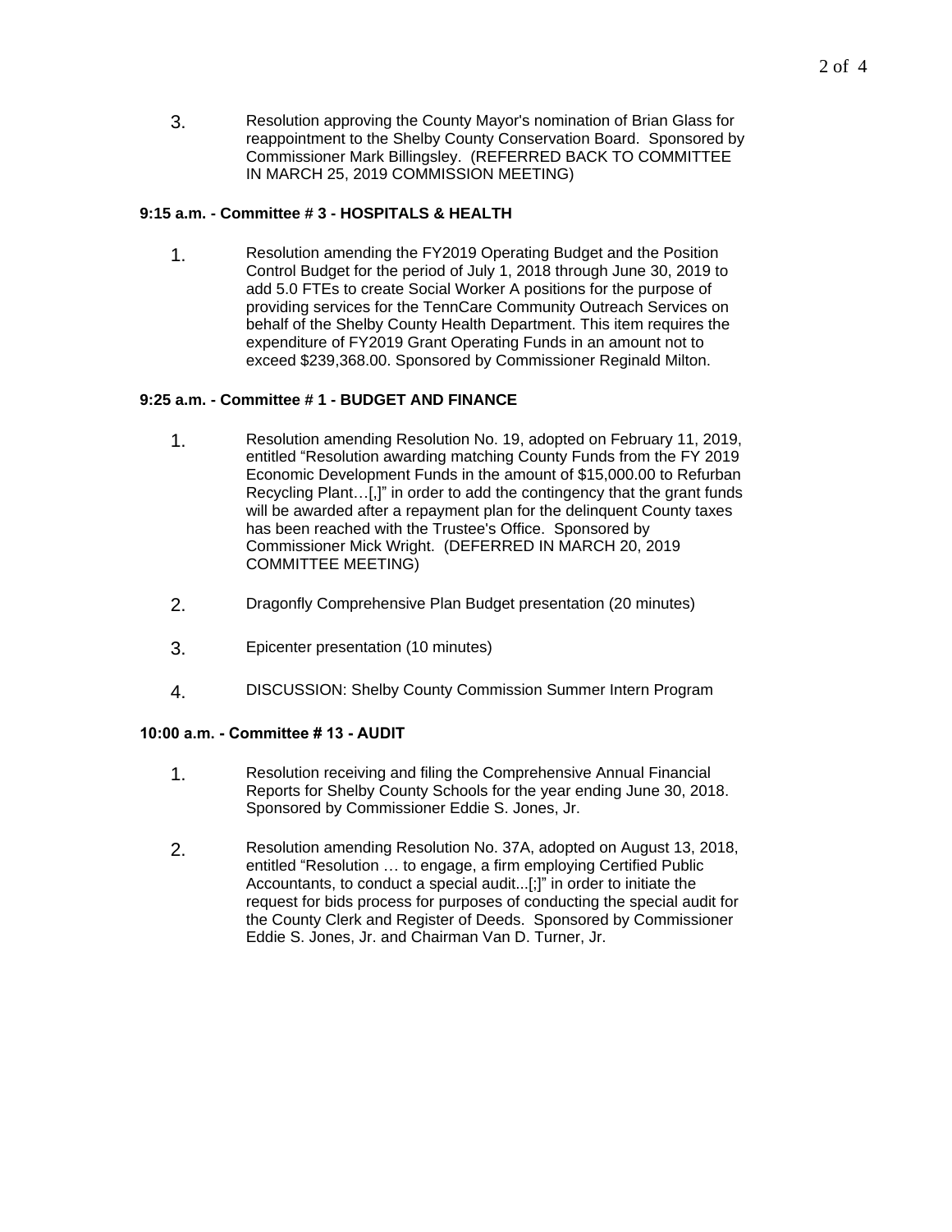3. Resolution approving the County Mayor's nomination of Brian Glass for reappointment to the Shelby County Conservation Board. Sponsored by Commissioner Mark Billingsley. (REFERRED BACK TO COMMITTEE IN MARCH 25, 2019 COMMISSION MEETING)

**9:15 a.m. - Committee # 3 - HOSPITALS & HEALTH**

1. Resolution amending the FY2019 Operating Budget and the Position Control Budget for the period of July 1, 2018 through June 30, 2019 to add 5.0 FTEs to create Social Worker A positions for the purpose of providing services for the TennCare Community Outreach Services on behalf of the Shelby County Health Department. This item requires the expenditure of FY2019 Grant Operating Funds in an amount not to exceed $239,368.00. Sponsored by Commissioner Reginald Milton.

**9:25 a.m. - Committee # 1 - BUDGET AND FINANCE**

1. Resolution amending Resolution No. 19, adopted on February 11, 2019, entitled "Resolution awarding matching County Funds from the FY 2019 Economic Development Funds in the amount of $15,000.00 to Refurban Recycling Plant…[,]" in order to add the contingency that the grant funds will be awarded after a repayment plan for the delinquent County taxes has been reached with the Trustee's Office. Sponsored by Commissioner Mick Wright. (DEFERRED IN MARCH 20, 2019 COMMITTEE MEETING)

2. Dragonfly Comprehensive Plan Budget presentation (20 minutes)

3. Epicenter presentation (10 minutes)

4. DISCUSSION: Shelby County Commission Summer Intern Program

**10:00 a.m. - Committee # 13 - AUDIT**

1. Resolution receiving and filing the Comprehensive Annual Financial Reports for Shelby County Schools for the year ending June 30, 2018. Sponsored by Commissioner Eddie S. Jones, Jr.

2. Resolution amending Resolution No. 37A, adopted on August 13, 2018, entitled "Resolution … to engage, a firm employing Certified Public Accountants, to conduct a special audit...[;]" in order to initiate the request for bids process for purposes of conducting the special audit for the County Clerk and Register of Deeds. Sponsored by Commissioner Eddie S. Jones, Jr. and Chairman Van D. Turner, Jr.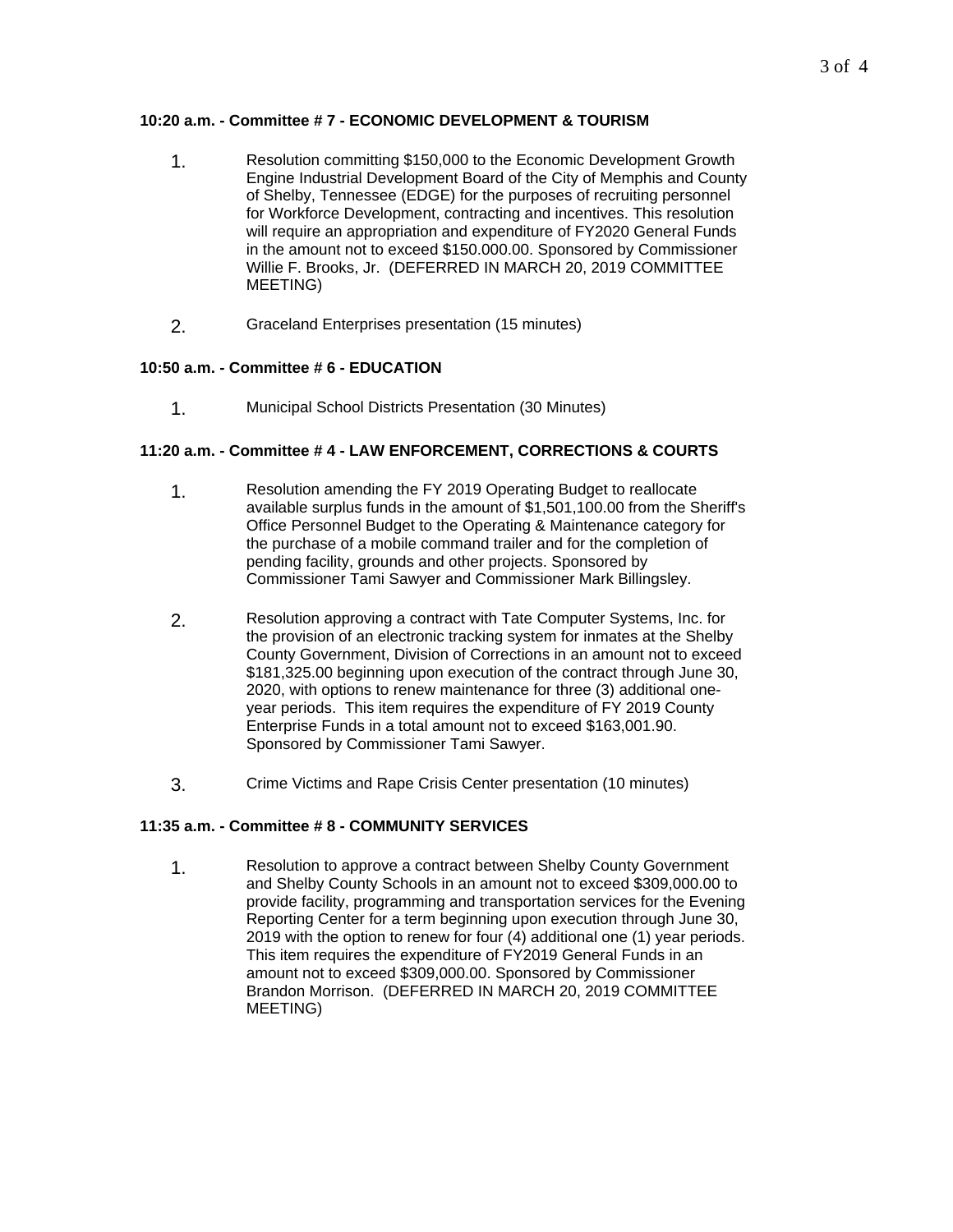**10:20 a.m. - Committee # 7 - ECONOMIC DEVELOPMENT & TOURISM**

1. Resolution committing $150,000 to the Economic Development Growth Engine Industrial Development Board of the City of Memphis and County of Shelby, Tennessee (EDGE) for the purposes of recruiting personnel for Workforce Development, contracting and incentives. This resolution will require an appropriation and expenditure of FY2020 General Funds in the amount not to exceed $150.000.00. Sponsored by Commissioner Willie F. Brooks, Jr. (DEFERRED IN MARCH 20, 2019 COMMITTEE MEETING)

2. Graceland Enterprises presentation (15 minutes)

**10:50 a.m. - Committee # 6 - EDUCATION**

1. Municipal School Districts Presentation (30 Minutes)

**11:20 a.m. - Committee # 4 - LAW ENFORCEMENT, CORRECTIONS & COURTS**

1. Resolution amending the FY 2019 Operating Budget to reallocate available surplus funds in the amount of $1,501,100.00 from the Sheriff's Office Personnel Budget to the Operating & Maintenance category for the purchase of a mobile command trailer and for the completion of pending facility, grounds and other projects. Sponsored by Commissioner Tami Sawyer and Commissioner Mark Billingsley.

2. Resolution approving a contract with Tate Computer Systems, Inc. for the provision of an electronic tracking system for inmates at the Shelby County Government, Division of Corrections in an amount not to exceed $181,325.00 beginning upon execution of the contract through June 30, 2020, with options to renew maintenance for three (3) additional one-year periods. This item requires the expenditure of FY 2019 County Enterprise Funds in a total amount not to exceed $163,001.90. Sponsored by Commissioner Tami Sawyer.

3. Crime Victims and Rape Crisis Center presentation (10 minutes)

**11:35 a.m. - Committee # 8 - COMMUNITY SERVICES**

1. Resolution to approve a contract between Shelby County Government and Shelby County Schools in an amount not to exceed $309,000.00 to provide facility, programming and transportation services for the Evening Reporting Center for a term beginning upon execution through June 30, 2019 with the option to renew for four (4) additional one (1) year periods. This item requires the expenditure of FY2019 General Funds in an amount not to exceed $309,000.00. Sponsored by Commissioner Brandon Morrison. (DEFERRED IN MARCH 20, 2019 COMMITTEE MEETING)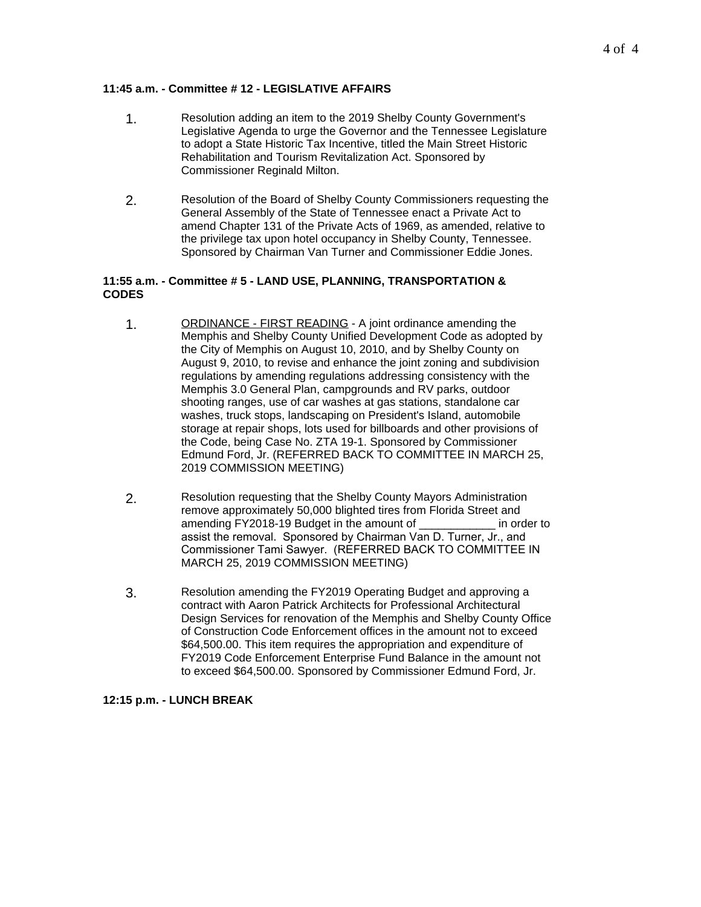**11:45 a.m. - Committee # 12 - LEGISLATIVE AFFAIRS**

1. Resolution adding an item to the 2019 Shelby County Government's Legislative Agenda to urge the Governor and the Tennessee Legislature to adopt a State Historic Tax Incentive, titled the Main Street Historic Rehabilitation and Tourism Revitalization Act. Sponsored by Commissioner Reginald Milton.

2. Resolution of the Board of Shelby County Commissioners requesting the General Assembly of the State of Tennessee enact a Private Act to amend Chapter 131 of the Private Acts of 1969, as amended, relative to the privilege tax upon hotel occupancy in Shelby County, Tennessee. Sponsored by Chairman Van Turner and Commissioner Eddie Jones.

**11:55 a.m. - Committee # 5 - LAND USE, PLANNING, TRANSPORTATION & CODES**

1. <u>ORDINANCE - FIRST READING</u> - A joint ordinance amending the Memphis and Shelby County Unified Development Code as adopted by the City of Memphis on August 10, 2010, and by Shelby County on August 9, 2010, to revise and enhance the joint zoning and subdivision regulations by amending regulations addressing consistency with the Memphis 3.0 General Plan, campgrounds and RV parks, outdoor shooting ranges, use of car washes at gas stations, standalone car washes, truck stops, landscaping on President's Island, automobile storage at repair shops, lots used for billboards and other provisions of the Code, being Case No. ZTA 19-1. Sponsored by Commissioner Edmund Ford, Jr. (REFERRED BACK TO COMMITTEE IN MARCH 25, 2019 COMMISSION MEETING)

2. Resolution requesting that the Shelby County Mayors Administration remove approximately 50,000 blighted tires from Florida Street and amending FY2018-19 Budget in the amount of ____________ in order to assist the removal. Sponsored by Chairman Van D. Turner, Jr., and Commissioner Tami Sawyer. (REFERRED BACK TO COMMITTEE IN MARCH 25, 2019 COMMISSION MEETING)

3. Resolution amending the FY2019 Operating Budget and approving a contract with Aaron Patrick Architects for Professional Architectural Design Services for renovation of the Memphis and Shelby County Office of Construction Code Enforcement offices in the amount not to exceed $64,500.00. This item requires the appropriation and expenditure of FY2019 Code Enforcement Enterprise Fund Balance in the amount not to exceed $64,500.00. Sponsored by Commissioner Edmund Ford, Jr.

**12:15 p.m. - LUNCH BREAK**